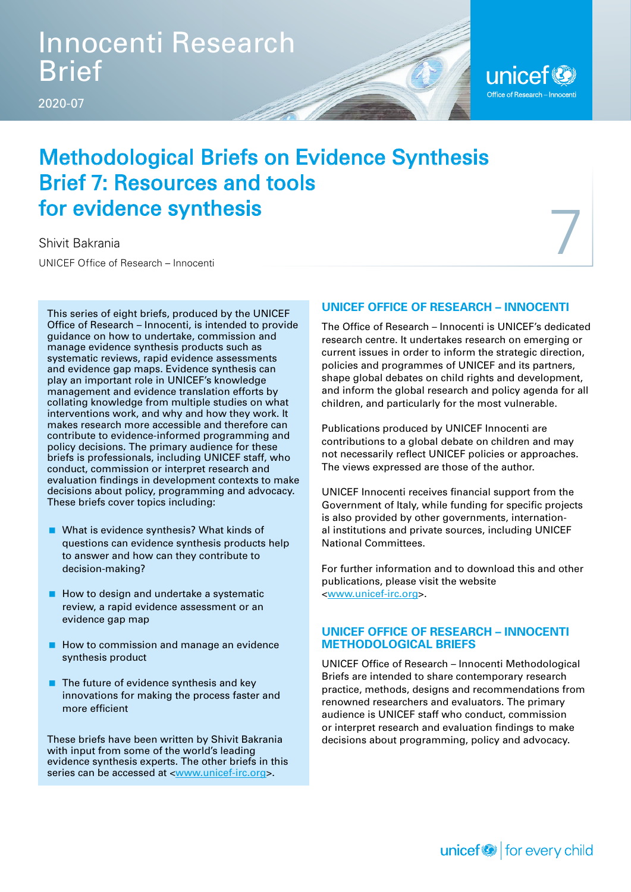Innocenti Research Brief

2020-07

# Methodological Briefs on Evidence Synthesis Brief 7: Resources and tools for evidence synthesis

Shivit Bakrania

UNICEF Office of Research – Innocenti

This series of eight briefs, produced by the UNICEF Office of Research – Innocenti, is intended to provide guidance on how to undertake, commission and manage evidence synthesis products such as systematic reviews, rapid evidence assessments and evidence gap maps. Evidence synthesis can play an important role in UNICEF's knowledge management and evidence translation efforts by collating knowledge from multiple studies on what interventions work, and why and how they work. It makes research more accessible and therefore can contribute to evidence-informed programming and policy decisions. The primary audience for these briefs is professionals, including UNICEF staff, who conduct, commission or interpret research and evaluation findings in development contexts to make decisions about policy, programming and advocacy. These briefs cover topics including:

- What is evidence synthesis? What kinds of questions can evidence synthesis products help to answer and how can they contribute to decision-making?
- How to design and undertake a systematic review, a rapid evidence assessment or an evidence gap map
- How to commission and manage an evidence synthesis product
- The future of evidence synthesis and key innovations for making the process faster and more efficient

These briefs have been written by Shivit Bakrania with input from some of the world's leading evidence synthesis experts. The other briefs in this series can be accessed at <www.unicef-irc.org>.

## UNICEF OFFICE OF RESEARCH – INNOCENTI

The Office of Research – Innocenti is UNICEF's dedicated research centre. It undertakes research on emerging or current issues in order to inform the strategic direction, policies and programmes of UNICEF and its partners, shape global debates on child rights and development, and inform the global research and policy agenda for all children, and particularly for the most vulnerable.

Publications produced by UNICEF Innocenti are contributions to a global debate on children and may not necessarily reflect UNICEF policies or approaches. The views expressed are those of the author.

UNICEF Innocenti receives financial support from the Government of Italy, while funding for specific projects is also provided by other governments, international institutions and private sources, including UNICEF National Committees.

For further information and to download this and other publications, please visit the website <www.unicef-irc.org>.

## UNICEF OFFICE OF RESEARCH – INNOCENTI METHODOLOGICAL BRIEFS

UNICEF Office of Research – Innocenti Methodological Briefs are intended to share contemporary research practice, methods, designs and recommendations from renowned researchers and evaluators. The primary audience is UNICEF staff who conduct, commission or interpret research and evaluation findings to make decisions about programming, policy and advocacy.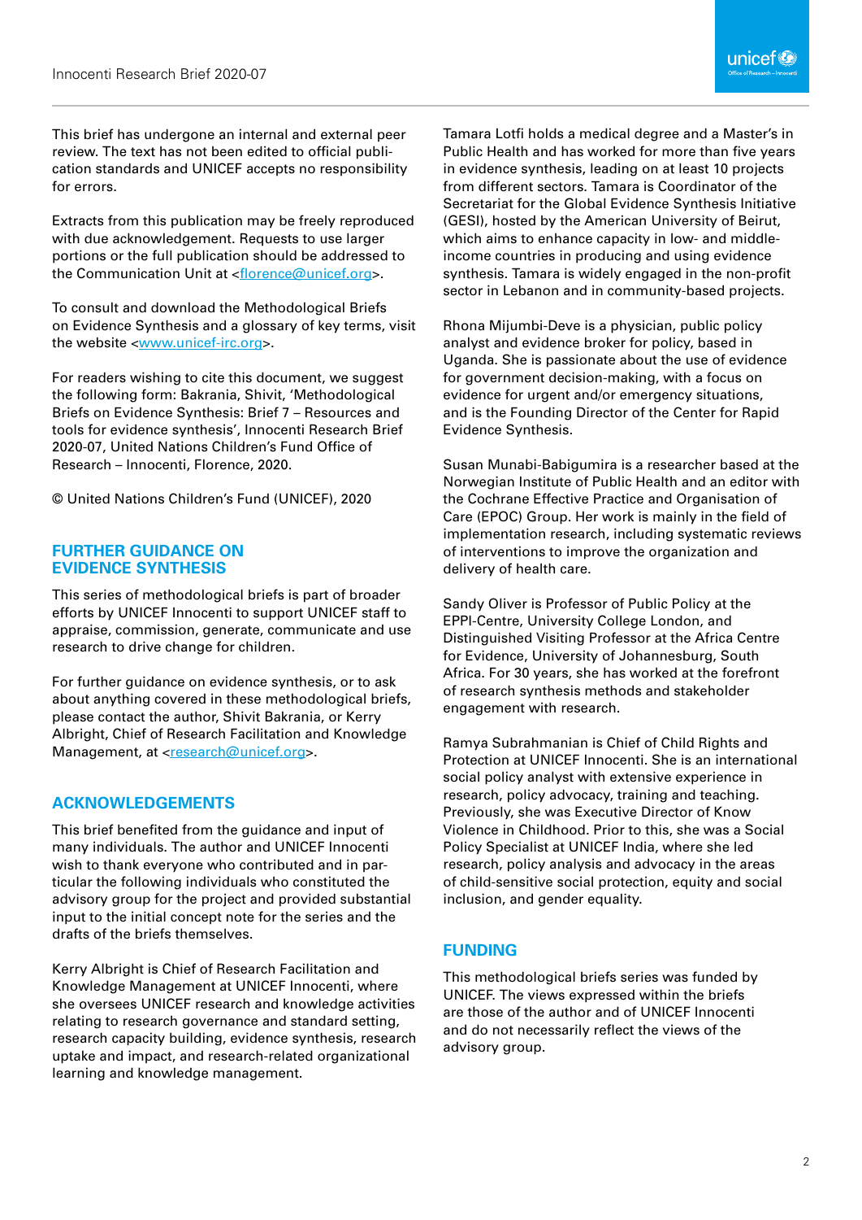This brief has undergone an internal and external peer review. The text has not been edited to official publication standards and UNICEF accepts no responsibility for errors.

Extracts from this publication may be freely reproduced with due acknowledgement. Requests to use larger portions or the full publication should be addressed to the Communication Unit at <florence@unicef.org>.

To consult and download the Methodological Briefs on Evidence Synthesis and a glossary of key terms, visit the website <www.unicef-irc.org>.

For readers wishing to cite this document, we suggest the following form: Bakrania, Shivit, 'Methodological Briefs on Evidence Synthesis: Brief 7 – Resources and tools for evidence synthesis', Innocenti Research Brief 2020-07, United Nations Children's Fund Office of Research – Innocenti, Florence, 2020.

© United Nations Children's Fund (UNICEF), 2020

## FURTHER GUIDANCE ON EVIDENCE SYNTHESIS

This series of methodological briefs is part of broader efforts by UNICEF Innocenti to support UNICEF staff to appraise, commission, generate, communicate and use research to drive change for children.

For further guidance on evidence synthesis, or to ask about anything covered in these methodological briefs, please contact the author, Shivit Bakrania, or Kerry Albright, Chief of Research Facilitation and Knowledge Management, at <research@unicef.org>.

## ACKNOWLEDGEMENTS

This brief benefited from the guidance and input of many individuals. The author and UNICEF Innocenti wish to thank everyone who contributed and in particular the following individuals who constituted the advisory group for the project and provided substantial input to the initial concept note for the series and the drafts of the briefs themselves.

Kerry Albright is Chief of Research Facilitation and Knowledge Management at UNICEF Innocenti, where she oversees UNICEF research and knowledge activities relating to research governance and standard setting, research capacity building, evidence synthesis, research uptake and impact, and research-related organizational learning and knowledge management.

Tamara Lotfi holds a medical degree and a Master's in Public Health and has worked for more than five years in evidence synthesis, leading on at least 10 projects from different sectors. Tamara is Coordinator of the Secretariat for the Global Evidence Synthesis Initiative (GESI), hosted by the American University of Beirut, which aims to enhance capacity in low- and middle-income countries in producing and using evidence synthesis. Tamara is widely engaged in the non-profit sector in Lebanon and in community-based projects.

Rhona Mijumbi-Deve is a physician, public policy analyst and evidence broker for policy, based in Uganda. She is passionate about the use of evidence for government decision-making, with a focus on evidence for urgent and/or emergency situations, and is the Founding Director of the Center for Rapid Evidence Synthesis.

Susan Munabi-Babigumira is a researcher based at the Norwegian Institute of Public Health and an editor with the Cochrane Effective Practice and Organisation of Care (EPOC) Group. Her work is mainly in the field of implementation research, including systematic reviews of interventions to improve the organization and delivery of health care.

Sandy Oliver is Professor of Public Policy at the EPPI-Centre, University College London, and Distinguished Visiting Professor at the Africa Centre for Evidence, University of Johannesburg, South Africa. For 30 years, she has worked at the forefront of research synthesis methods and stakeholder engagement with research.

Ramya Subrahmanian is Chief of Child Rights and Protection at UNICEF Innocenti. She is an international social policy analyst with extensive experience in research, policy advocacy, training and teaching. Previously, she was Executive Director of Know Violence in Childhood. Prior to this, she was a Social Policy Specialist at UNICEF India, where she led research, policy analysis and advocacy in the areas of child-sensitive social protection, equity and social inclusion, and gender equality.

## FUNDING

This methodological briefs series was funded by UNICEF. The views expressed within the briefs are those of the author and of UNICEF Innocenti and do not necessarily reflect the views of the advisory group.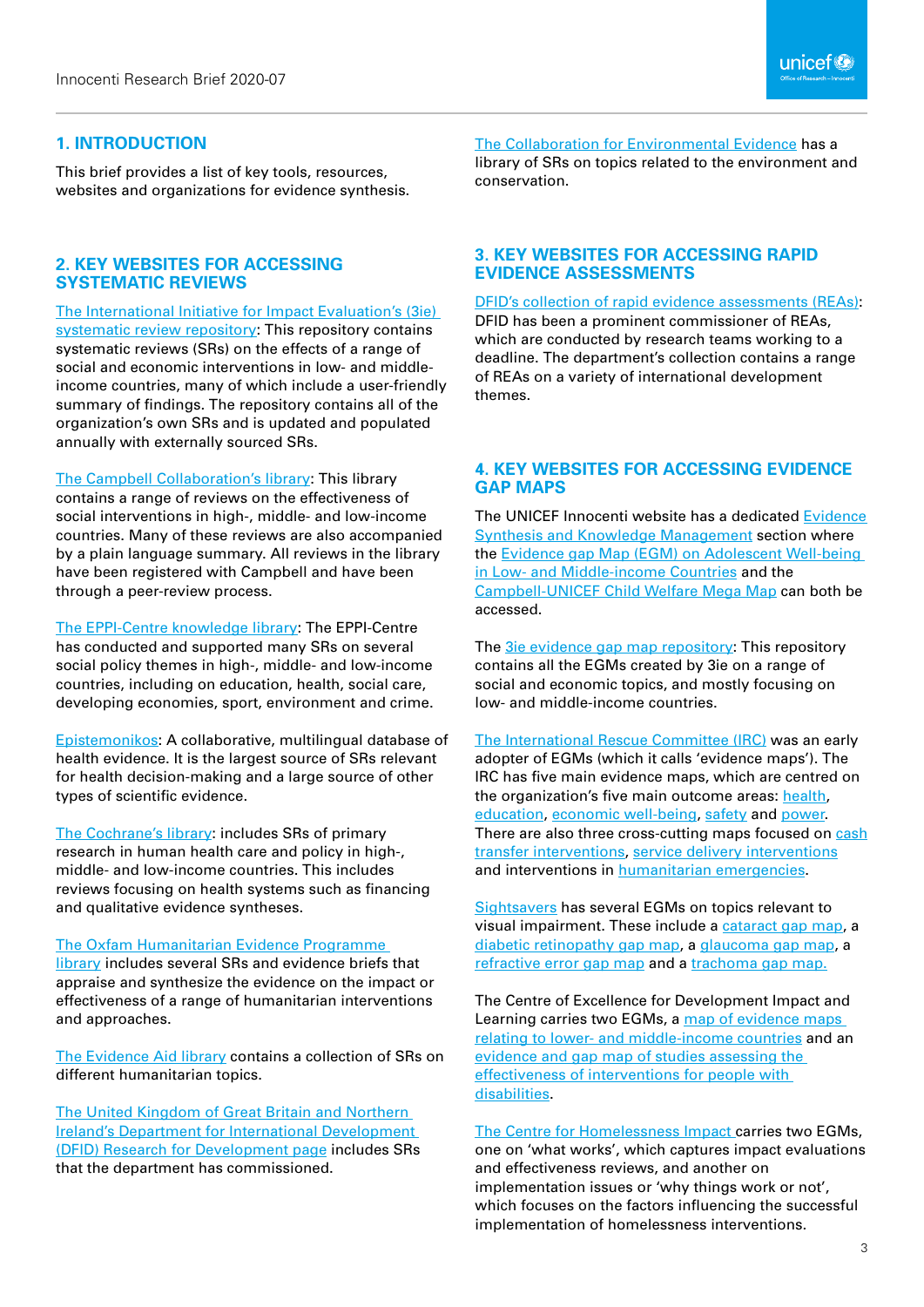## 1. INTRODUCTION

This brief provides a list of key tools, resources, websites and organizations for evidence synthesis.

## 2. KEY WEBSITES FOR ACCESSING SYSTEMATIC REVIEWS

The International Initiative for Impact Evaluation's (3ie) systematic review repository: This repository contains systematic reviews (SRs) on the effects of a range of social and economic interventions in low- and middle-income countries, many of which include a user-friendly summary of findings. The repository contains all of the organization's own SRs and is updated and populated annually with externally sourced SRs.

The Campbell Collaboration's library: This library contains a range of reviews on the effectiveness of social interventions in high-, middle- and low-income countries. Many of these reviews are also accompanied by a plain language summary. All reviews in the library have been registered with Campbell and have been through a peer-review process.

The EPPI-Centre knowledge library: The EPPI-Centre has conducted and supported many SRs on several social policy themes in high-, middle- and low-income countries, including on education, health, social care, developing economies, sport, environment and crime.

Epistemonikos: A collaborative, multilingual database of health evidence. It is the largest source of SRs relevant for health decision-making and a large source of other types of scientific evidence.

The Cochrane's library: includes SRs of primary research in human health care and policy in high-, middle- and low-income countries. This includes reviews focusing on health systems such as financing and qualitative evidence syntheses.

The Oxfam Humanitarian Evidence Programme library includes several SRs and evidence briefs that appraise and synthesize the evidence on the impact or effectiveness of a range of humanitarian interventions and approaches.

The Evidence Aid library contains a collection of SRs on different humanitarian topics.

The United Kingdom of Great Britain and Northern Ireland's Department for International Development (DFID) Research for Development page includes SRs that the department has commissioned.

The Collaboration for Environmental Evidence has a library of SRs on topics related to the environment and conservation.

## 3. KEY WEBSITES FOR ACCESSING RAPID EVIDENCE ASSESSMENTS

DFID's collection of rapid evidence assessments (REAs): DFID has been a prominent commissioner of REAs, which are conducted by research teams working to a deadline. The department's collection contains a range of REAs on a variety of international development themes.

## 4. KEY WEBSITES FOR ACCESSING EVIDENCE GAP MAPS

The UNICEF Innocenti website has a dedicated Evidence Synthesis and Knowledge Management section where the Evidence gap Map (EGM) on Adolescent Well-being in Low- and Middle-income Countries and the Campbell-UNICEF Child Welfare Mega Map can both be accessed.

The 3ie evidence gap map repository: This repository contains all the EGMs created by 3ie on a range of social and economic topics, and mostly focusing on low- and middle-income countries.

The International Rescue Committee (IRC) was an early adopter of EGMs (which it calls 'evidence maps'). The IRC has five main evidence maps, which are centred on the organization's five main outcome areas: health, education, economic well-being, safety and power. There are also three cross-cutting maps focused on cash transfer interventions, service delivery interventions and interventions in humanitarian emergencies.

Sightsavers has several EGMs on topics relevant to visual impairment. These include a cataract gap map, a diabetic retinopathy gap map, a glaucoma gap map, a refractive error gap map and a trachoma gap map.

The Centre of Excellence for Development Impact and Learning carries two EGMs, a map of evidence maps relating to lower- and middle-income countries and an evidence and gap map of studies assessing the effectiveness of interventions for people with disabilities.

The Centre for Homelessness Impact carries two EGMs, one on 'what works', which captures impact evaluations and effectiveness reviews, and another on implementation issues or 'why things work or not', which focuses on the factors influencing the successful implementation of homelessness interventions.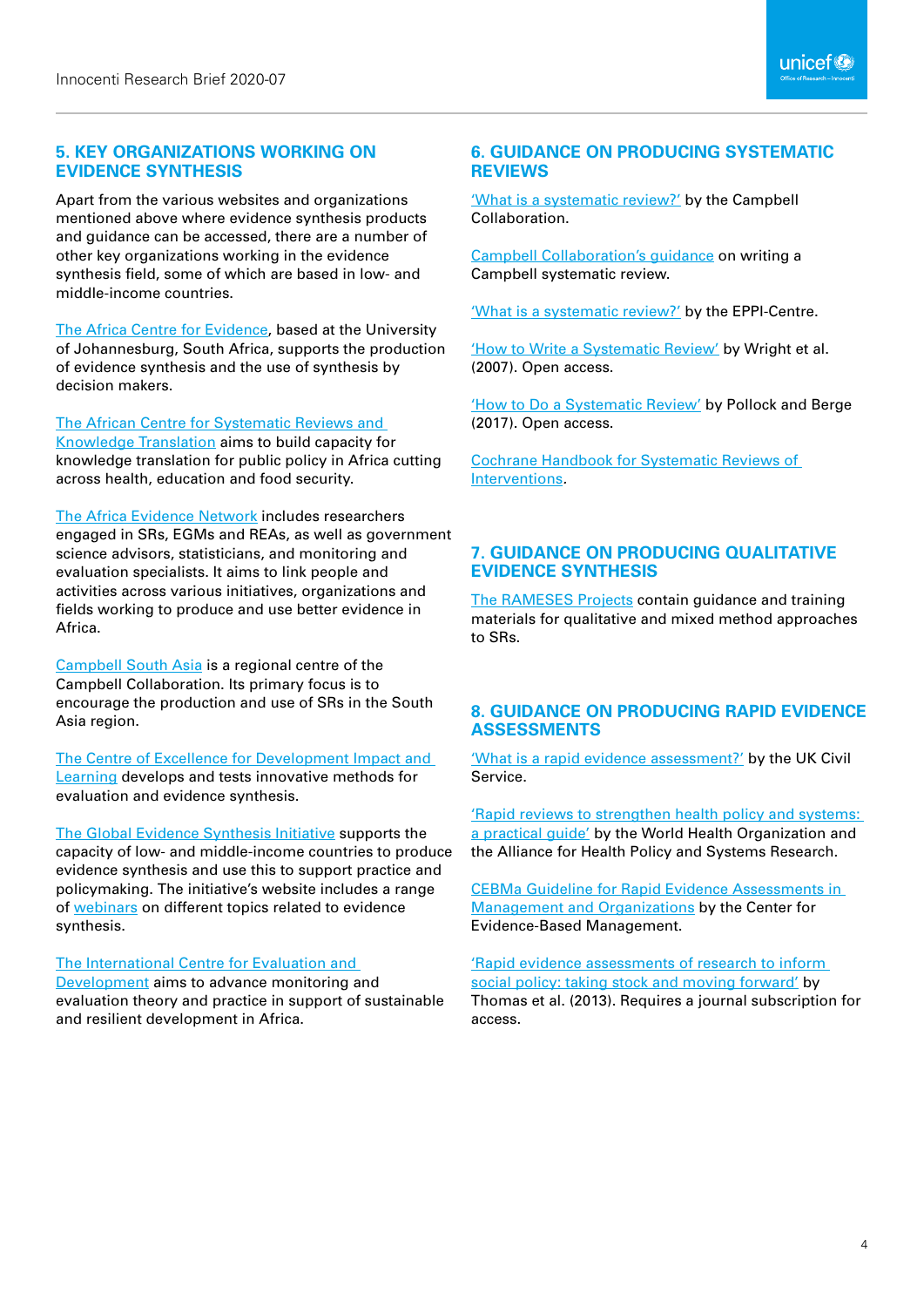## 5. KEY ORGANIZATIONS WORKING ON EVIDENCE SYNTHESIS

Apart from the various websites and organizations mentioned above where evidence synthesis products and guidance can be accessed, there are a number of other key organizations working in the evidence synthesis field, some of which are based in low- and middle-income countries.

The Africa Centre for Evidence, based at the University of Johannesburg, South Africa, supports the production of evidence synthesis and the use of synthesis by decision makers.

The African Centre for Systematic Reviews and Knowledge Translation aims to build capacity for knowledge translation for public policy in Africa cutting across health, education and food security.

The Africa Evidence Network includes researchers engaged in SRs, EGMs and REAs, as well as government science advisors, statisticians, and monitoring and evaluation specialists. It aims to link people and activities across various initiatives, organizations and fields working to produce and use better evidence in Africa.

Campbell South Asia is a regional centre of the Campbell Collaboration. Its primary focus is to encourage the production and use of SRs in the South Asia region.

The Centre of Excellence for Development Impact and Learning develops and tests innovative methods for evaluation and evidence synthesis.

The Global Evidence Synthesis Initiative supports the capacity of low- and middle-income countries to produce evidence synthesis and use this to support practice and policymaking. The initiative's website includes a range of webinars on different topics related to evidence synthesis.

The International Centre for Evaluation and Development aims to advance monitoring and evaluation theory and practice in support of sustainable and resilient development in Africa.

## 6. GUIDANCE ON PRODUCING SYSTEMATIC REVIEWS

'What is a systematic review?' by the Campbell Collaboration.

Campbell Collaboration's guidance on writing a Campbell systematic review.

'What is a systematic review?' by the EPPI-Centre.

'How to Write a Systematic Review' by Wright et al. (2007). Open access.

'How to Do a Systematic Review' by Pollock and Berge (2017). Open access.

Cochrane Handbook for Systematic Reviews of Interventions.

## 7. GUIDANCE ON PRODUCING QUALITATIVE EVIDENCE SYNTHESIS

The RAMESES Projects contain guidance and training materials for qualitative and mixed method approaches to SRs.

## 8. GUIDANCE ON PRODUCING RAPID EVIDENCE ASSESSMENTS

'What is a rapid evidence assessment?' by the UK Civil Service.

'Rapid reviews to strengthen health policy and systems: a practical guide' by the World Health Organization and the Alliance for Health Policy and Systems Research.

CEBMa Guideline for Rapid Evidence Assessments in Management and Organizations by the Center for Evidence-Based Management.

'Rapid evidence assessments of research to inform social policy: taking stock and moving forward' by Thomas et al. (2013). Requires a journal subscription for access.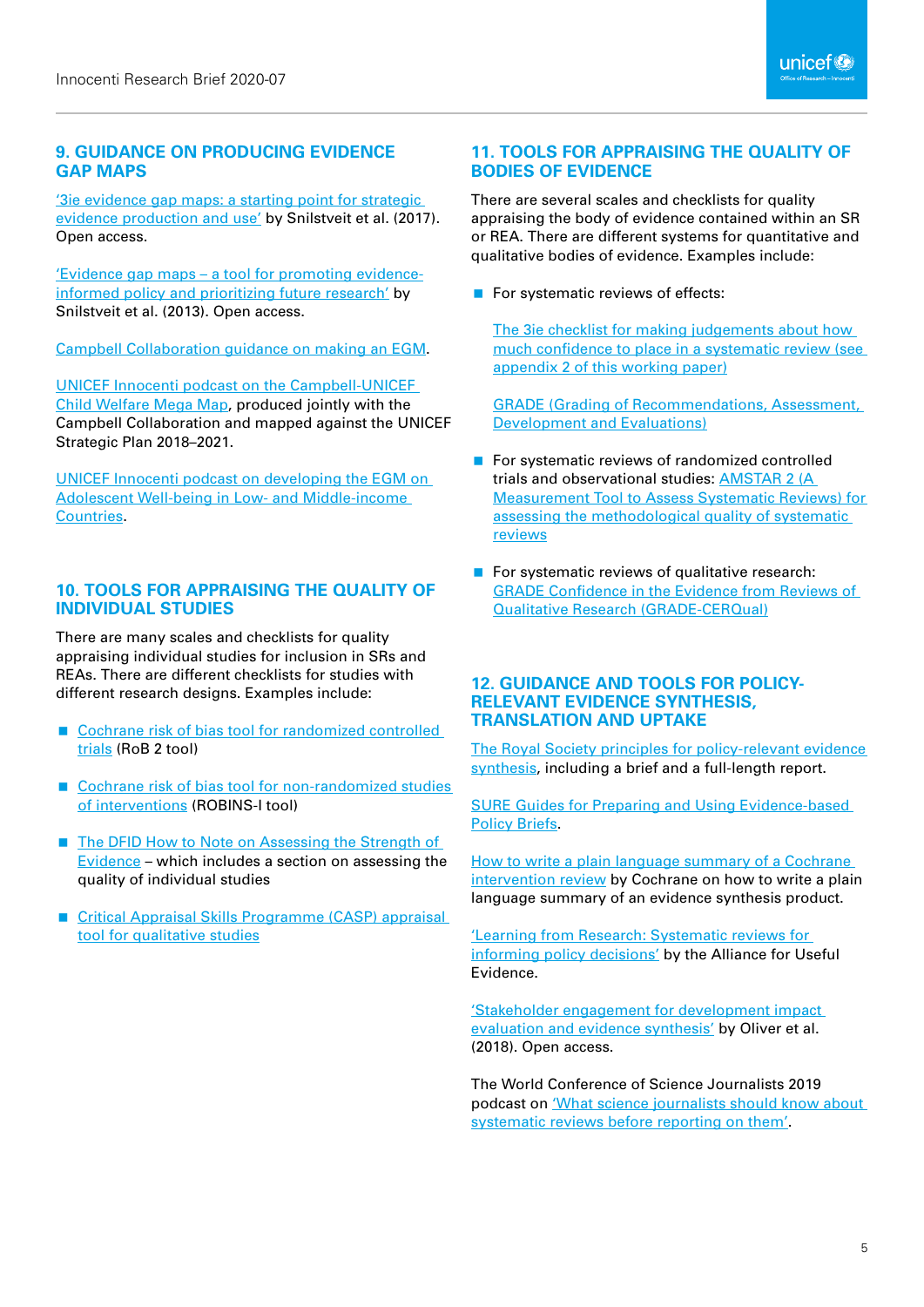## 9. GUIDANCE ON PRODUCING EVIDENCE GAP MAPS

'3ie evidence gap maps: a starting point for strategic evidence production and use' by Snilstveit et al. (2017). Open access.

'Evidence gap maps – a tool for promoting evidence-informed policy and prioritizing future research' by Snilstveit et al. (2013). Open access.

Campbell Collaboration guidance on making an EGM.

UNICEF Innocenti podcast on the Campbell-UNICEF Child Welfare Mega Map, produced jointly with the Campbell Collaboration and mapped against the UNICEF Strategic Plan 2018–2021.

UNICEF Innocenti podcast on developing the EGM on Adolescent Well-being in Low- and Middle-income Countries.

## 10. TOOLS FOR APPRAISING THE QUALITY OF INDIVIDUAL STUDIES

There are many scales and checklists for quality appraising individual studies for inclusion in SRs and REAs. There are different checklists for studies with different research designs. Examples include:

- Cochrane risk of bias tool for randomized controlled trials (RoB 2 tool)
- Cochrane risk of bias tool for non-randomized studies of interventions (ROBINS-I tool)
- The DFID How to Note on Assessing the Strength of Evidence – which includes a section on assessing the quality of individual studies
- Critical Appraisal Skills Programme (CASP) appraisal tool for qualitative studies

## 11. TOOLS FOR APPRAISING THE QUALITY OF BODIES OF EVIDENCE

There are several scales and checklists for quality appraising the body of evidence contained within an SR or REA. There are different systems for quantitative and qualitative bodies of evidence. Examples include:

- For systematic reviews of effects:

  The 3ie checklist for making judgements about how much confidence to place in a systematic review (see appendix 2 of this working paper)

  GRADE (Grading of Recommendations, Assessment, Development and Evaluations)

- For systematic reviews of randomized controlled trials and observational studies: AMSTAR 2 (A Measurement Tool to Assess Systematic Reviews) for assessing the methodological quality of systematic reviews

- For systematic reviews of qualitative research: GRADE Confidence in the Evidence from Reviews of Qualitative Research (GRADE-CERQual)

## 12. GUIDANCE AND TOOLS FOR POLICY-RELEVANT EVIDENCE SYNTHESIS, TRANSLATION AND UPTAKE

The Royal Society principles for policy-relevant evidence synthesis, including a brief and a full-length report.

SURE Guides for Preparing and Using Evidence-based Policy Briefs.

How to write a plain language summary of a Cochrane intervention review by Cochrane on how to write a plain language summary of an evidence synthesis product.

'Learning from Research: Systematic reviews for informing policy decisions' by the Alliance for Useful Evidence.

'Stakeholder engagement for development impact evaluation and evidence synthesis' by Oliver et al. (2018). Open access.

The World Conference of Science Journalists 2019 podcast on 'What science journalists should know about systematic reviews before reporting on them'.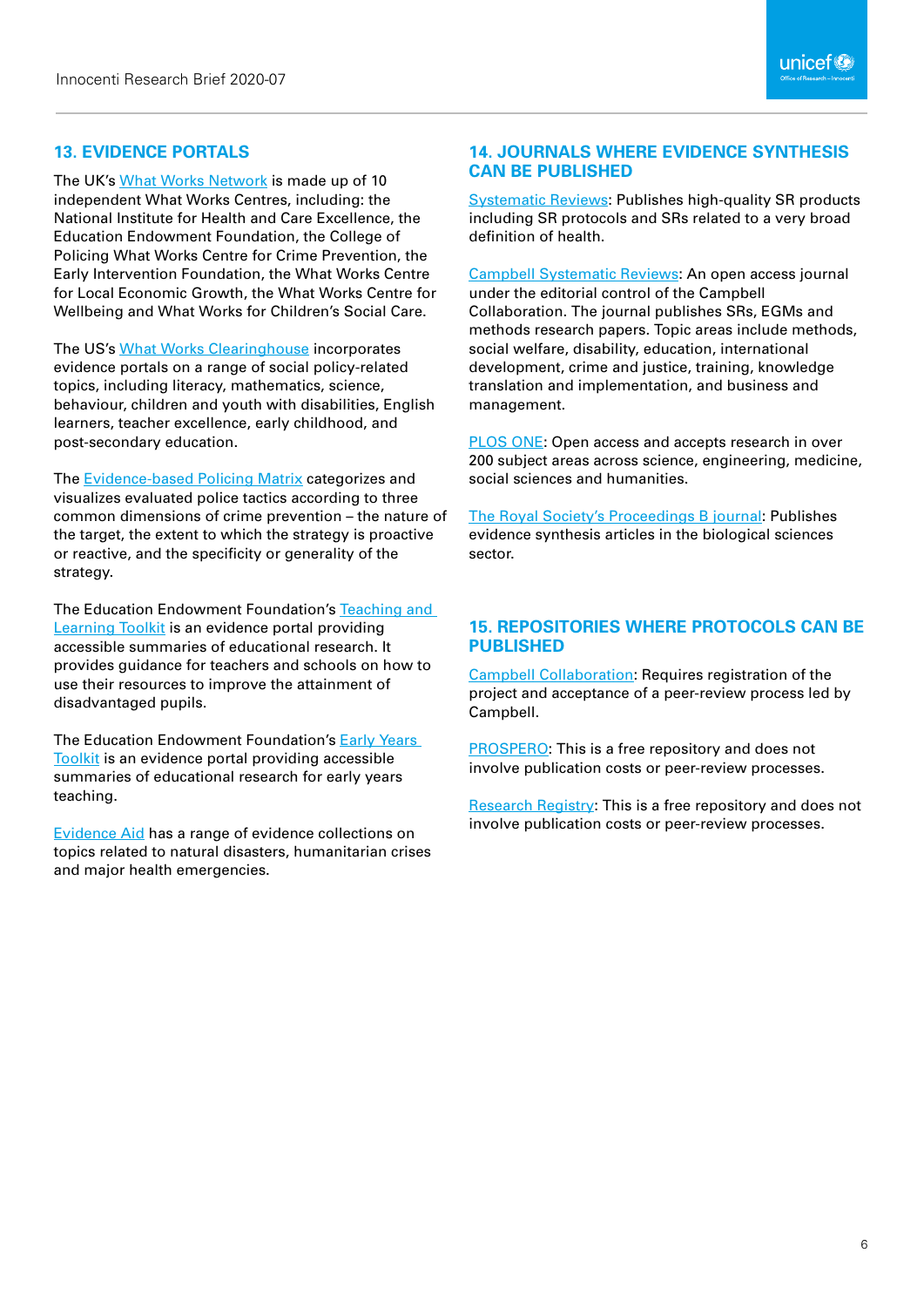## 13. EVIDENCE PORTALS

The UK's What Works Network is made up of 10 independent What Works Centres, including: the National Institute for Health and Care Excellence, the Education Endowment Foundation, the College of Policing What Works Centre for Crime Prevention, the Early Intervention Foundation, the What Works Centre for Local Economic Growth, the What Works Centre for Wellbeing and What Works for Children's Social Care.

The US's What Works Clearinghouse incorporates evidence portals on a range of social policy-related topics, including literacy, mathematics, science, behaviour, children and youth with disabilities, English learners, teacher excellence, early childhood, and post-secondary education.

The Evidence-based Policing Matrix categorizes and visualizes evaluated police tactics according to three common dimensions of crime prevention – the nature of the target, the extent to which the strategy is proactive or reactive, and the specificity or generality of the strategy.

The Education Endowment Foundation's Teaching and Learning Toolkit is an evidence portal providing accessible summaries of educational research. It provides guidance for teachers and schools on how to use their resources to improve the attainment of disadvantaged pupils.

The Education Endowment Foundation's Early Years Toolkit is an evidence portal providing accessible summaries of educational research for early years teaching.

Evidence Aid has a range of evidence collections on topics related to natural disasters, humanitarian crises and major health emergencies.

## 14. JOURNALS WHERE EVIDENCE SYNTHESIS CAN BE PUBLISHED

Systematic Reviews: Publishes high-quality SR products including SR protocols and SRs related to a very broad definition of health.

Campbell Systematic Reviews: An open access journal under the editorial control of the Campbell Collaboration. The journal publishes SRs, EGMs and methods research papers. Topic areas include methods, social welfare, disability, education, international development, crime and justice, training, knowledge translation and implementation, and business and management.

PLOS ONE: Open access and accepts research in over 200 subject areas across science, engineering, medicine, social sciences and humanities.

The Royal Society's Proceedings B journal: Publishes evidence synthesis articles in the biological sciences sector.

## 15. REPOSITORIES WHERE PROTOCOLS CAN BE PUBLISHED

Campbell Collaboration: Requires registration of the project and acceptance of a peer-review process led by Campbell.

PROSPERO: This is a free repository and does not involve publication costs or peer-review processes.

Research Registry: This is a free repository and does not involve publication costs or peer-review processes.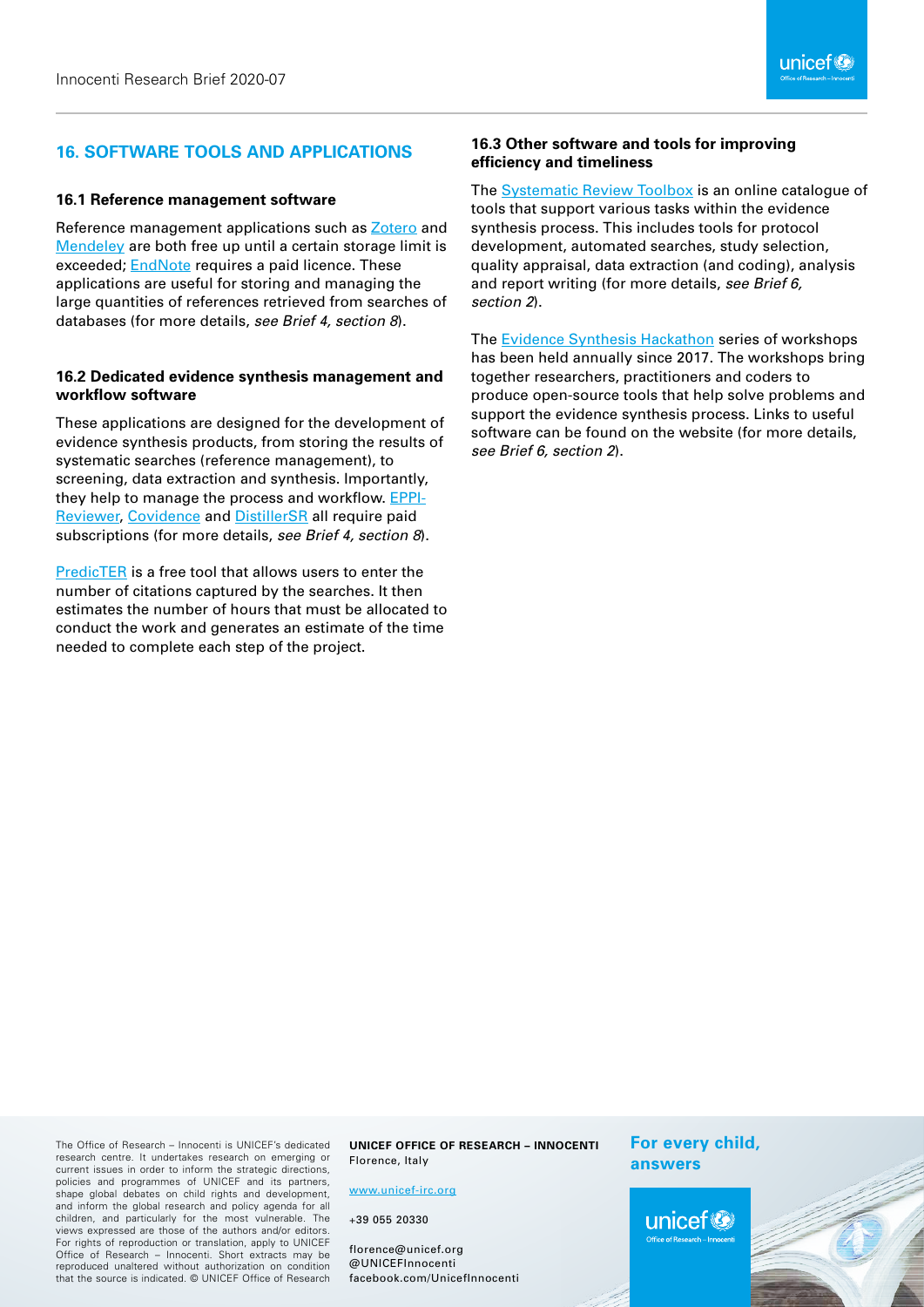## 16. SOFTWARE TOOLS AND APPLICATIONS

### 16.1 Reference management software

Reference management applications such as Zotero and Mendeley are both free up until a certain storage limit is exceeded; EndNote requires a paid licence. These applications are useful for storing and managing the large quantities of references retrieved from searches of databases (for more details, *see Brief 4, section 8*).

### 16.2 Dedicated evidence synthesis management and workflow software

These applications are designed for the development of evidence synthesis products, from storing the results of systematic searches (reference management), to screening, data extraction and synthesis. Importantly, they help to manage the process and workflow. EPPI-Reviewer, Covidence and DistillerSR all require paid subscriptions (for more details, *see Brief 4, section 8*).

PredicTER is a free tool that allows users to enter the number of citations captured by the searches. It then estimates the number of hours that must be allocated to conduct the work and generates an estimate of the time needed to complete each step of the project.

### 16.3 Other software and tools for improving efficiency and timeliness

The Systematic Review Toolbox is an online catalogue of tools that support various tasks within the evidence synthesis process. This includes tools for protocol development, automated searches, study selection, quality appraisal, data extraction (and coding), analysis and report writing (for more details, *see Brief 6, section 2*).

The Evidence Synthesis Hackathon series of workshops has been held annually since 2017. The workshops bring together researchers, practitioners and coders to produce open-source tools that help solve problems and support the evidence synthesis process. Links to useful software can be found on the website (for more details, *see Brief 6, section 2*).

The Office of Research – Innocenti is UNICEF's dedicated research centre. It undertakes research on emerging or current issues in order to inform the strategic directions, policies and programmes of UNICEF and its partners, shape global debates on child rights and development, and inform the global research and policy agenda for all children, and particularly for the most vulnerable. The views expressed are those of the authors and/or editors. For rights of reproduction or translation, apply to UNICEF Office of Research – Innocenti. Short extracts may be reproduced unaltered without authorization on condition that the source is indicated. © UNICEF Office of Research

**UNICEF OFFICE OF RESEARCH – INNOCENTI**
Florence, Italy

www.unicef-irc.org

+39 055 20330

florence@unicef.org
@UNICEFInnocenti
facebook.com/UnicefInnocenti

**For every child, answers**